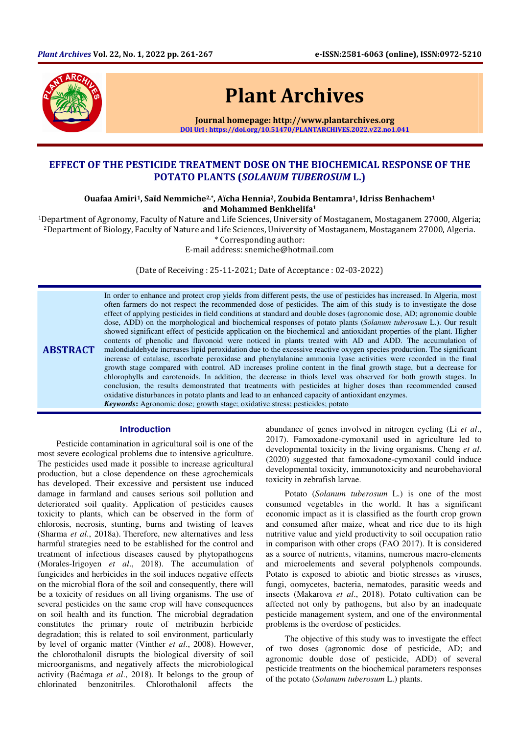# EFFECT OF THE PESTICIDE TREATMENT DOSE ON THE BIOCHEMICAL RESPONSE OF THE POTATO PLANTS (*SOLANUM TUBEROSUM* L.)

**Ouafaa Amiri[1], Saïd Nemmiche[2,*], Aïcha Hennia[2], Zoubida Bentamra[1], Idriss Benhachem[1] and Mohammed Benkhelifa[1]**

[1]Department of Agronomy, Faculty of Nature and Life Sciences, University of Mostaganem, Mostaganem 27000, Algeria;
[2]Department of Biology, Faculty of Nature and Life Sciences, University of Mostaganem, Mostaganem 27000, Algeria.
* Corresponding author:
E-mail address: snemiche@hotmail.com

(Date of Receiving : 25-11-2021; Date of Acceptance : 02-03-2022)

## ABSTRACT

In order to enhance and protect crop yields from different pests, the use of pesticides has increased. In Algeria, most often farmers do not respect the recommended dose of pesticides. The aim of this study is to investigate the dose effect of applying pesticides in field conditions at standard and double doses (agronomic dose, AD; agronomic double dose, ADD) on the morphological and biochemical responses of potato plants (*Solanum tuberosum* L.). Our result showed significant effect of pesticide application on the biochemical and antioxidant properties of the plant. Higher contents of phenolic and flavonoid were noticed in plants treated with AD and ADD. The accumulation of malondialdehyde increases lipid peroxidation due to the excessive reactive oxygen species production. The significant increase of catalase, ascorbate peroxidase and phenylalanine ammonia lyase activities were recorded in the final growth stage compared with control. AD increases proline content in the final growth stage, but a decrease for chlorophylls and carotenoids. In addition, the decrease in thiols level was observed for both growth stages. In conclusion, the results demonstrated that treatments with pesticides at higher doses than recommended caused oxidative disturbances in potato plants and lead to an enhanced capacity of antioxidant enzymes.

***Keywords*:** Agronomic dose; growth stage; oxidative stress; pesticides; potato

## Introduction

Pesticide contamination in agricultural soil is one of the most severe ecological problems due to intensive agriculture. The pesticides used made it possible to increase agricultural production, but a close dependence on these agrochemicals has developed. Their excessive and persistent use induced damage in farmland and causes serious soil pollution and deteriorated soil quality. Application of pesticides causes toxicity to plants, which can be observed in the form of chlorosis, necrosis, stunting, burns and twisting of leaves (Sharma *et al*., 2018a). Therefore, new alternatives and less harmful strategies need to be established for the control and treatment of infectious diseases caused by phytopathogens (Morales-Irigoyen *et al*., 2018). The accumulation of fungicides and herbicides in the soil induces negative effects on the microbial flora of the soil and consequently, there will be a toxicity of residues on all living organisms. The use of several pesticides on the same crop will have consequences on soil health and its function. The microbial degradation constitutes the primary route of metribuzin herbicide degradation; this is related to soil environment, particularly by level of organic matter (Vinther *et al*., 2008). However, the chlorothalonil disrupts the biological diversity of soil microorganisms, and negatively affects the microbiological activity (Baćmaga *et al*., 2018). It belongs to the group of chlorinated benzonitriles. Chlorothalonil affects the abundance of genes involved in nitrogen cycling (Li *et al*., 2017). Famoxadone-cymoxanil used in agriculture led to developmental toxicity in the living organisms. Cheng *et al*. (2020) suggested that famoxadone-cymoxanil could induce developmental toxicity, immunotoxicity and neurobehavioral toxicity in zebrafish larvae.

Potato (*Solanum tuberosum* L.) is one of the most consumed vegetables in the world. It has a significant economic impact as it is classified as the fourth crop grown and consumed after maize, wheat and rice due to its high nutritive value and yield productivity to soil occupation ratio in comparison with other crops (FAO 2017). It is considered as a source of nutrients, vitamins, numerous macro-elements and microelements and several polyphenols compounds. Potato is exposed to abiotic and biotic stresses as viruses, fungi, oomycetes, bacteria, nematodes, parasitic weeds and insects (Makarova *et al*., 2018). Potato cultivation can be affected not only by pathogens, but also by an inadequate pesticide management system, and one of the environmental problems is the overdose of pesticides.

The objective of this study was to investigate the effect of two doses (agronomic dose of pesticide, AD; and agronomic double dose of pesticide, ADD) of several pesticide treatments on the biochemical parameters responses of the potato (*Solanum tuberosum* L.) plants.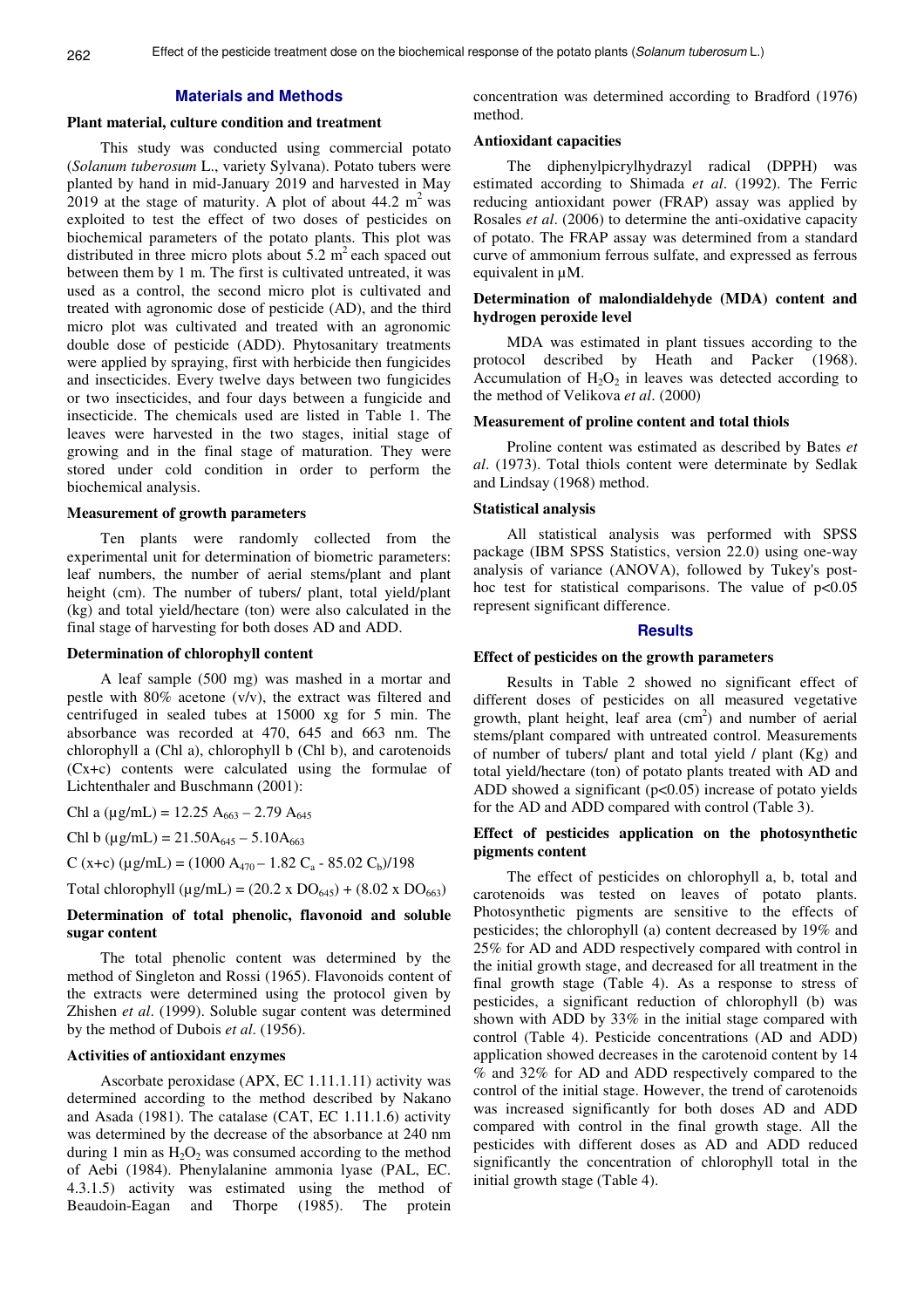## Materials and Methods

### Plant material, culture condition and treatment

This study was conducted using commercial potato (*Solanum tuberosum* L., variety Sylvana). Potato tubers were planted by hand in mid-January 2019 and harvested in May 2019 at the stage of maturity. A plot of about 44.2 $m^2$ was exploited to test the effect of two doses of pesticides on biochemical parameters of the potato plants. This plot was distributed in three micro plots about 5.2 $m^2$ each spaced out between them by 1 m. The first is cultivated untreated, it was used as a control, the second micro plot is cultivated and treated with agronomic dose of pesticide (AD), and the third micro plot was cultivated and treated with an agronomic double dose of pesticide (ADD). Phytosanitary treatments were applied by spraying, first with herbicide then fungicides and insecticides. Every twelve days between two fungicides or two insecticides, and four days between a fungicide and insecticide. The chemicals used are listed in Table 1. The leaves were harvested in the two stages, initial stage of growing and in the final stage of maturation. They were stored under cold condition in order to perform the biochemical analysis.

### Measurement of growth parameters

Ten plants were randomly collected from the experimental unit for determination of biometric parameters: leaf numbers, the number of aerial stems/plant and plant height (cm). The number of tubers/ plant, total yield/plant (kg) and total yield/hectare (ton) were also calculated in the final stage of harvesting for both doses AD and ADD.

### Determination of chlorophyll content

A leaf sample (500 mg) was mashed in a mortar and pestle with 80% acetone (v/v), the extract was filtered and centrifuged in sealed tubes at 15000 xg for 5 min. The absorbance was recorded at 470, 645 and 663 nm. The chlorophyll a (Chl a), chlorophyll b (Chl b), and carotenoids (Cx+c) contents were calculated using the formulae of Lichtenthaler and Buschmann (2001):

$$\text{Chl a } (\mu g/mL) = 12.25\, A_{663} - 2.79\, A_{645}$$

$$\text{Chl b } (\mu g/mL) = 21.50 A_{645} - 5.10 A_{663}$$

$$\text{C (x+c) } (\mu g/mL) = (1000\, A_{470} - 1.82\, C_a - 85.02\, C_b)/198$$

$$\text{Total chlorophyll } (\mu g/mL) = (20.2 \times DO_{645}) + (8.02 \times DO_{663})$$

### Determination of total phenolic, flavonoid and soluble sugar content

The total phenolic content was determined by the method of Singleton and Rossi (1965). Flavonoids content of the extracts were determined using the protocol given by Zhishen *et al*. (1999). Soluble sugar content was determined by the method of Dubois *et al*. (1956).

### Activities of antioxidant enzymes

Ascorbate peroxidase (APX, EC 1.11.1.11) activity was determined according to the method described by Nakano and Asada (1981). The catalase (CAT, EC 1.11.1.6) activity was determined by the decrease of the absorbance at 240 nm during 1 min as $H_2O_2$ was consumed according to the method of Aebi (1984). Phenylalanine ammonia lyase (PAL, EC. 4.3.1.5) activity was estimated using the method of Beaudoin-Eagan and Thorpe (1985). The protein concentration was determined according to Bradford (1976) method.

### Antioxidant capacities

The diphenylpicrylhydrazyl radical (DPPH) was estimated according to Shimada *et al*. (1992). The Ferric reducing antioxidant power (FRAP) assay was applied by Rosales *et al*. (2006) to determine the anti-oxidative capacity of potato. The FRAP assay was determined from a standard curve of ammonium ferrous sulfate, and expressed as ferrous equivalent in µM.

### Determination of malondialdehyde (MDA) content and hydrogen peroxide level

MDA was estimated in plant tissues according to the protocol described by Heath and Packer (1968). Accumulation of $H_2O_2$ in leaves was detected according to the method of Velikova *et al*. (2000)

### Measurement of proline content and total thiols

Proline content was estimated as described by Bates *et al*. (1973). Total thiols content were determinate by Sedlak and Lindsay (1968) method.

### Statistical analysis

All statistical analysis was performed with SPSS package (IBM SPSS Statistics, version 22.0) using one-way analysis of variance (ANOVA), followed by Tukey's post-hoc test for statistical comparisons. The value of $p<0.05$ represent significant difference.

## Results

### Effect of pesticides on the growth parameters

Results in Table 2 showed no significant effect of different doses of pesticides on all measured vegetative growth, plant height, leaf area ($cm^2$) and number of aerial stems/plant compared with untreated control. Measurements of number of tubers/ plant and total yield / plant (Kg) and total yield/hectare (ton) of potato plants treated with AD and ADD showed a significant ($p<0.05$) increase of potato yields for the AD and ADD compared with control (Table 3).

### Effect of pesticides application on the photosynthetic pigments content

The effect of pesticides on chlorophyll a, b, total and carotenoids was tested on leaves of potato plants. Photosynthetic pigments are sensitive to the effects of pesticides; the chlorophyll (a) content decreased by 19% and 25% for AD and ADD respectively compared with control in the initial growth stage, and decreased for all treatment in the final growth stage (Table 4). As a response to stress of pesticides, a significant reduction of chlorophyll (b) was shown with ADD by 33% in the initial stage compared with control (Table 4). Pesticide concentrations (AD and ADD) application showed decreases in the carotenoid content by 14 % and 32% for AD and ADD respectively compared to the control of the initial stage. However, the trend of carotenoids was increased significantly for both doses AD and ADD compared with control in the final growth stage. All the pesticides with different doses as AD and ADD reduced significantly the concentration of chlorophyll total in the initial growth stage (Table 4).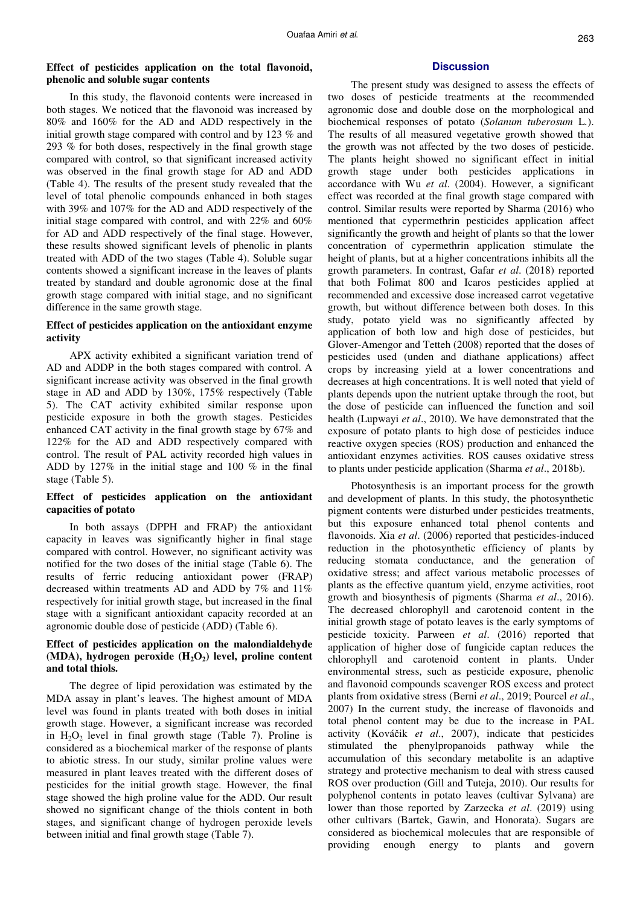### Effect of pesticides application on the total flavonoid, phenolic and soluble sugar contents

In this study, the flavonoid contents were increased in both stages. We noticed that the flavonoid was increased by 80% and 160% for the AD and ADD respectively in the initial growth stage compared with control and by 123 % and 293 % for both doses, respectively in the final growth stage compared with control, so that significant increased activity was observed in the final growth stage for AD and ADD (Table 4). The results of the present study revealed that the level of total phenolic compounds enhanced in both stages with 39% and 107% for the AD and ADD respectively of the initial stage compared with control, and with 22% and 60% for AD and ADD respectively of the final stage. However, these results showed significant levels of phenolic in plants treated with ADD of the two stages (Table 4). Soluble sugar contents showed a significant increase in the leaves of plants treated by standard and double agronomic dose at the final growth stage compared with initial stage, and no significant difference in the same growth stage.

### Effect of pesticides application on the antioxidant enzyme activity

APX activity exhibited a significant variation trend of AD and ADDP in the both stages compared with control. A significant increase activity was observed in the final growth stage in AD and ADD by 130%, 175% respectively (Table 5). The CAT activity exhibited similar response upon pesticide exposure in both the growth stages. Pesticides enhanced CAT activity in the final growth stage by 67% and 122% for the AD and ADD respectively compared with control. The result of PAL activity recorded high values in ADD by 127% in the initial stage and 100 % in the final stage (Table 5).

### Effect of pesticides application on the antioxidant capacities of potato

In both assays (DPPH and FRAP) the antioxidant capacity in leaves was significantly higher in final stage compared with control. However, no significant activity was notified for the two doses of the initial stage (Table 6). The results of ferric reducing antioxidant power (FRAP) decreased within treatments AD and ADD by 7% and 11% respectively for initial growth stage, but increased in the final stage with a significant antioxidant capacity recorded at an agronomic double dose of pesticide (ADD) (Table 6).

### Effect of pesticides application on the malondialdehyde (MDA), hydrogen peroxide ($H_2O_2$) level, proline content and total thiols.

The degree of lipid peroxidation was estimated by the MDA assay in plant's leaves. The highest amount of MDA level was found in plants treated with both doses in initial growth stage. However, a significant increase was recorded in $H_2O_2$ level in final growth stage (Table 7). Proline is considered as a biochemical marker of the response of plants to abiotic stress. In our study, similar proline values were measured in plant leaves treated with the different doses of pesticides for the initial growth stage. However, the final stage showed the high proline value for the ADD. Our result showed no significant change of the thiols content in both stages, and significant change of hydrogen peroxide levels between initial and final growth stage (Table 7).

## Discussion

The present study was designed to assess the effects of two doses of pesticide treatments at the recommended agronomic dose and double dose on the morphological and biochemical responses of potato (*Solanum tuberosum* L.). The results of all measured vegetative growth showed that the growth was not affected by the two doses of pesticide. The plants height showed no significant effect in initial growth stage under both pesticides applications in accordance with Wu *et al*. (2004). However, a significant effect was recorded at the final growth stage compared with control. Similar results were reported by Sharma (2016) who mentioned that cypermethrin pesticides application affect significantly the growth and height of plants so that the lower concentration of cypermethrin application stimulate the height of plants, but at a higher concentrations inhibits all the growth parameters. In contrast, Gafar *et al*. (2018) reported that both Folimat 800 and Icaros pesticides applied at recommended and excessive dose increased carrot vegetative growth, but without difference between both doses. In this study, potato yield was no significantly affected by application of both low and high dose of pesticides, but Glover-Amengor and Tetteh (2008) reported that the doses of pesticides used (unden and diathane applications) affect crops by increasing yield at a lower concentrations and decreases at high concentrations. It is well noted that yield of plants depends upon the nutrient uptake through the root, but the dose of pesticide can influenced the function and soil health (Lupwayi *et al*., 2010). We have demonstrated that the exposure of potato plants to high dose of pesticides induce reactive oxygen species (ROS) production and enhanced the antioxidant enzymes activities. ROS causes oxidative stress to plants under pesticide application (Sharma *et al*., 2018b).

Photosynthesis is an important process for the growth and development of plants. In this study, the photosynthetic pigment contents were disturbed under pesticides treatments, but this exposure enhanced total phenol contents and flavonoids. Xia *et al*. (2006) reported that pesticides-induced reduction in the photosynthetic efficiency of plants by reducing stomata conductance, and the generation of oxidative stress; and affect various metabolic processes of plants as the effective quantum yield, enzyme activities, root growth and biosynthesis of pigments (Sharma *et al*., 2016). The decreased chlorophyll and carotenoid content in the initial growth stage of potato leaves is the early symptoms of pesticide toxicity. Parween *et al*. (2016) reported that application of higher dose of fungicide captan reduces the chlorophyll and carotenoid content in plants. Under environmental stress, such as pesticide exposure, phenolic and flavonoid compounds scavenger ROS excess and protect plants from oxidative stress (Berni *et al*., 2019; Pourcel *et al*., 2007) In the current study, the increase of flavonoids and total phenol content may be due to the increase in PAL activity (Kováčik *et al*., 2007), indicate that pesticides stimulated the phenylpropanoids pathway while the accumulation of this secondary metabolite is an adaptive strategy and protective mechanism to deal with stress caused ROS over production (Gill and Tuteja, 2010). Our results for polyphenol contents in potato leaves (cultivar Sylvana) are lower than those reported by Zarzecka *et al*. (2019) using other cultivars (Bartek, Gawin, and Honorata). Sugars are considered as biochemical molecules that are responsible of providing enough energy to plants and govern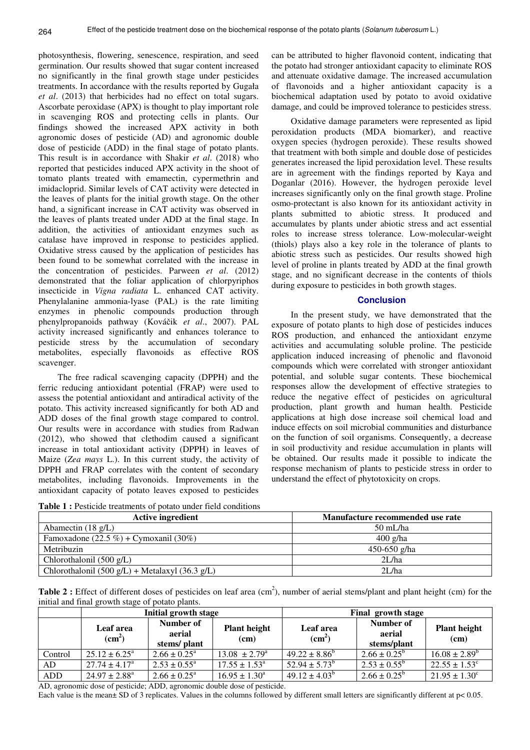photosynthesis, flowering, senescence, respiration, and seed germination. Our results showed that sugar content increased no significantly in the final growth stage under pesticides treatments. In accordance with the results reported by Gugała *et al*. (2013) that herbicides had no effect on total sugars. Ascorbate peroxidase (APX) is thought to play important role in scavenging ROS and protecting cells in plants. Our findings showed the increased APX activity in both agronomic doses of pesticide (AD) and agronomic double dose of pesticide (ADD) in the final stage of potato plants. This result is in accordance with Shakir *et al*. (2018) who reported that pesticides induced APX activity in the shoot of tomato plants treated with emamectin, cypermethrin and imidacloprid. Similar levels of CAT activity were detected in the leaves of plants for the initial growth stage. On the other hand, a significant increase in CAT activity was observed in the leaves of plants treated under ADD at the final stage. In addition, the activities of antioxidant enzymes such as catalase have improved in response to pesticides applied. Oxidative stress caused by the application of pesticides has been found to be somewhat correlated with the increase in the concentration of pesticides. Parween *et al*. (2012) demonstrated that the foliar application of chlorpyriphos insecticide in *Vigna radiata* L. enhanced CAT activity. Phenylalanine ammonia-lyase (PAL) is the rate limiting enzymes in phenolic compounds production through phenylpropanoids pathway (Kováčik *et al*., 2007). PAL activity increased significantly and enhances tolerance to pesticide stress by the accumulation of secondary metabolites, especially flavonoids as effective ROS scavenger.

The free radical scavenging capacity (DPPH) and the ferric reducing antioxidant potential (FRAP) were used to assess the potential antioxidant and antiradical activity of the potato. This activity increased significantly for both AD and ADD doses of the final growth stage compared to control. Our results were in accordance with studies from Radwan (2012), who showed that clethodim caused a significant increase in total antioxidant activity (DPPH) in leaves of Maize (*Zea mays* L.). In this current study, the activity of DPPH and FRAP correlates with the content of secondary metabolites, including flavonoids. Improvements in the antioxidant capacity of potato leaves exposed to pesticides can be attributed to higher flavonoid content, indicating that the potato had stronger antioxidant capacity to eliminate ROS and attenuate oxidative damage. The increased accumulation of flavonoids and a higher antioxidant capacity is a biochemical adaptation used by potato to avoid oxidative damage, and could be improved tolerance to pesticides stress.

Oxidative damage parameters were represented as lipid peroxidation products (MDA biomarker), and reactive oxygen species (hydrogen peroxide). These results showed that treatment with both simple and double dose of pesticides generates increased the lipid peroxidation level. These results are in agreement with the findings reported by Kaya and Doganlar (2016). However, the hydrogen peroxide level increases significantly only on the final growth stage. Proline osmo-protectant is also known for its antioxidant activity in plants submitted to abiotic stress. It produced and accumulates by plants under abiotic stress and act essential roles to increase stress tolerance. Low-molecular-weight (thiols) plays also a key role in the tolerance of plants to abiotic stress such as pesticides. Our results showed high level of proline in plants treated by ADD at the final growth stage, and no significant decrease in the contents of thiols during exposure to pesticides in both growth stages.

## Conclusion

In the present study, we have demonstrated that the exposure of potato plants to high dose of pesticides induces ROS production, and enhanced the antioxidant enzyme activities and accumulating soluble proline. The pesticide application induced increasing of phenolic and flavonoid compounds which were correlated with stronger antioxidant potential, and soluble sugar contents. These biochemical responses allow the development of effective strategies to reduce the negative effect of pesticides on agricultural production, plant growth and human health. Pesticide applications at high dose increase soil chemical load and induce effects on soil microbial communities and disturbance on the function of soil organisms. Consequently, a decrease in soil productivity and residue accumulation in plants will be obtained. Our results made it possible to indicate the response mechanism of plants to pesticide stress in order to understand the effect of phytotoxicity on crops.

**Table 1 :** Pesticide treatments of potato under field conditions

| Active ingredient | Manufacture recommended use rate |
|---|---|
| Abamectin (18 g/L) | 50 mL/ha |
| Famoxadone (22.5 %) + Cymoxanil (30%) | 400 g/ha |
| Metribuzin | 450-650 g/ha |
| Chlorothalonil (500 g/L) | 2L/ha |
| Chlorothalonil (500 g/L) + Metalaxyl (36.3 g/L) | 2L/ha |

**Table 2 :** Effect of different doses of pesticides on leaf area ($cm^2$), number of aerial stems/plant and plant height (cm) for the initial and final growth stage of potato plants.

| | Initial growth stage | | | Final growth stage | | |
|---|---|---|---|---|---|---|
| | Leaf area ($cm^2$) | Number of aerial stems/ plant | Plant height (cm) | Leaf area ($cm^2$) | Number of aerial stems/plant | Plant height (cm) |
| Control | $25.12 \pm 6.25^a$ | $2.66 \pm 0.25^a$ | $13.08 \pm 2.79^a$ | $49.22 \pm 8.86^b$ | $2.66 \pm 0.25^b$ | $16.08 \pm 2.89^b$ |
| AD | $27.74 \pm 4.17^a$ | $2.53 \pm 0.55^a$ | $17.55 \pm 1.53^a$ | $52.94 \pm 5.73^b$ | $2.53 \pm 0.55^b$ | $22.55 \pm 1.53^c$ |
| ADD | $24.97 \pm 2.88^a$ | $2.66 \pm 0.25^a$ | $16.95 \pm 1.30^a$ | $49.12 \pm 4.03^b$ | $2.66 \pm 0.25^b$ | $21.95 \pm 1.30^c$ |

AD, agronomic dose of pesticide; ADD, agronomic double dose of pesticide.

Each value is the mean± SD of 3 replicates. Values in the columns followed by different small letters are significantly different at $p < 0.05$.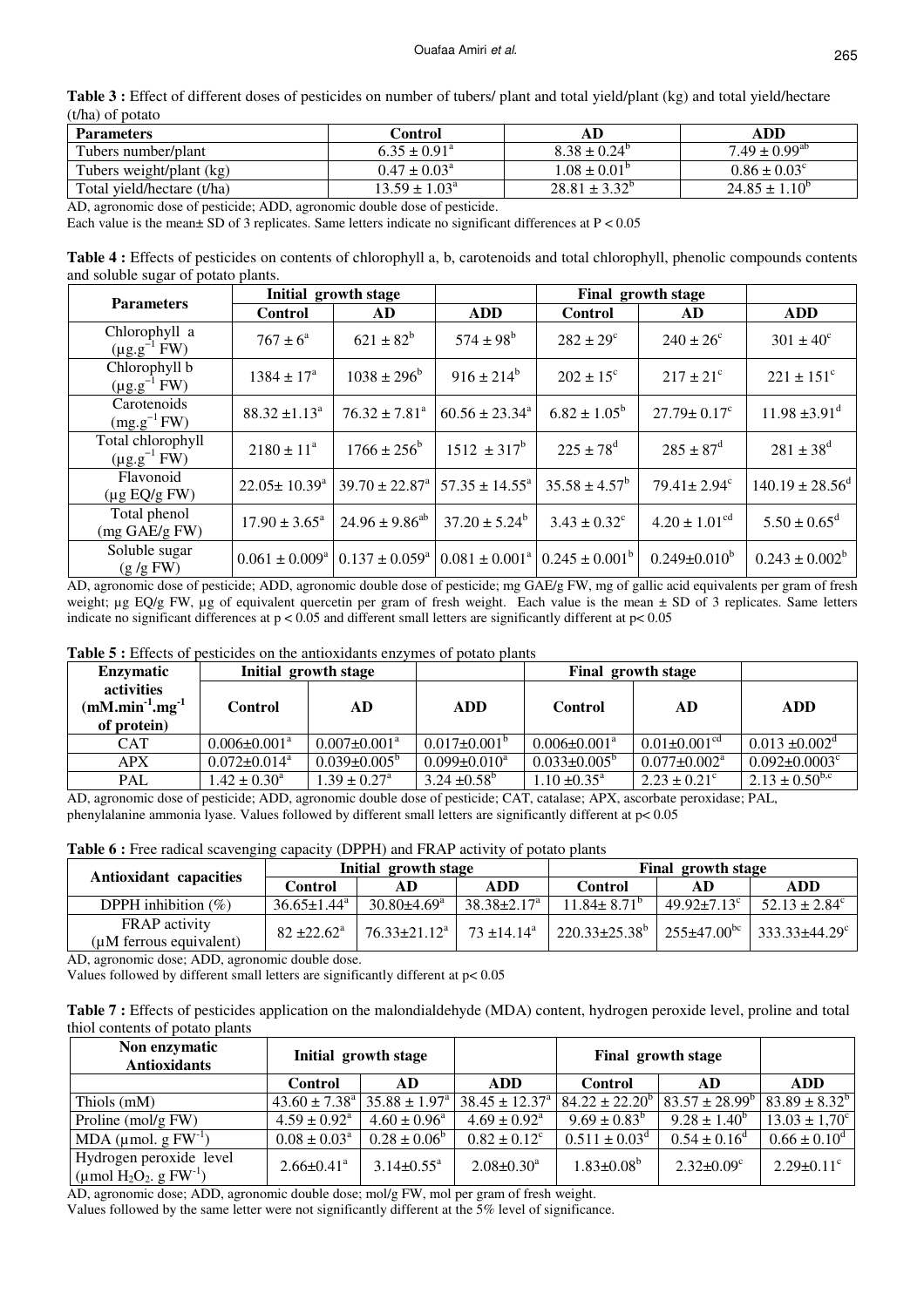**Table 3 :** Effect of different doses of pesticides on number of tubers/ plant and total yield/plant (kg) and total yield/hectare (t/ha) of potato

| Parameters | Control | AD | ADD |
|---|---|---|---|
| Tubers number/plant | $6.35 \pm 0.91^{a}$ | $8.38 \pm 0.24^{b}$ | $7.49 \pm 0.99^{ab}$ |
| Tubers weight/plant (kg) | $0.47 \pm 0.03^{a}$ | $1.08 \pm 0.01^{b}$ | $0.86 \pm 0.03^{c}$ |
| Total yield/hectare (t/ha) | $13.59 \pm 1.03^{a}$ | $28.81 \pm 3.32^{b}$ | $24.85 \pm 1.10^{b}$ |

AD, agronomic dose of pesticide; ADD, agronomic double dose of pesticide.
Each value is the mean± SD of 3 replicates. Same letters indicate no significant differences at $P < 0.05$

**Table 4 :** Effects of pesticides on contents of chlorophyll a, b, carotenoids and total chlorophyll, phenolic compounds contents and soluble sugar of potato plants.

| Parameters | Initial growth stage | | | Final growth stage | | |
|---|---|---|---|---|---|---|
| | Control | AD | ADD | Control | AD | ADD |
| Chlorophyll a ($\mu g.g^{-1}$ FW) | $767 \pm 6^{a}$ | $621 \pm 82^{b}$ | $574 \pm 98^{b}$ | $282 \pm 29^{c}$ | $240 \pm 26^{c}$ | $301 \pm 40^{c}$ |
| Chlorophyll b ($\mu g.g^{-1}$ FW) | $1384 \pm 17^{a}$ | $1038 \pm 296^{b}$ | $916 \pm 214^{b}$ | $202 \pm 15^{c}$ | $217 \pm 21^{c}$ | $221 \pm 151^{c}$ |
| Carotenoids ($mg.g^{-1}$ FW) | $88.32 \pm 1.13^{a}$ | $76.32 \pm 7.81^{a}$ | $60.56 \pm 23.34^{a}$ | $6.82 \pm 1.05^{b}$ | $27.79 \pm 0.17^{c}$ | $11.98 \pm 3.91^{d}$ |
| Total chlorophyll ($\mu g.g^{-1}$ FW) | $2180 \pm 11^{a}$ | $1766 \pm 256^{b}$ | $1512 \pm 317^{b}$ | $225 \pm 78^{d}$ | $285 \pm 87^{d}$ | $281 \pm 38^{d}$ |
| Flavonoid (µg EQ/g FW) | $22.05 \pm 10.39^{a}$ | $39.70 \pm 22.87^{a}$ | $57.35 \pm 14.55^{a}$ | $35.58 \pm 4.57^{b}$ | $79.41 \pm 2.94^{c}$ | $140.19 \pm 28.56^{d}$ |
| Total phenol (mg GAE/g FW) | $17.90 \pm 3.65^{a}$ | $24.96 \pm 9.86^{ab}$ | $37.20 \pm 5.24^{b}$ | $3.43 \pm 0.32^{c}$ | $4.20 \pm 1.01^{cd}$ | $5.50 \pm 0.65^{d}$ |
| Soluble sugar (g /g FW) | $0.061 \pm 0.009^{a}$ | $0.137 \pm 0.059^{a}$ | $0.081 \pm 0.001^{a}$ | $0.245 \pm 0.001^{b}$ | $0.249 \pm 0.010^{b}$ | $0.243 \pm 0.002^{b}$ |

AD, agronomic dose of pesticide; ADD, agronomic double dose of pesticide; mg GAE/g FW, mg of gallic acid equivalents per gram of fresh weight; µg EQ/g FW, µg of equivalent quercetin per gram of fresh weight. Each value is the mean ± SD of 3 replicates. Same letters indicate no significant differences at $p < 0.05$ and different small letters are significantly different at $p < 0.05$

**Table 5 :** Effects of pesticides on the antioxidants enzymes of potato plants

| Enzymatic activities ($mM.min^{-1}.mg^{-1}$ of protein) | Initial growth stage | | | Final growth stage | | |
|---|---|---|---|---|---|---|
| | Control | AD | ADD | Control | AD | ADD |
| CAT | $0.006 \pm 0.001^{a}$ | $0.007 \pm 0.001^{a}$ | $0.017 \pm 0.001^{b}$ | $0.006 \pm 0.001^{a}$ | $0.01 \pm 0.001^{cd}$ | $0.013 \pm 0.002^{d}$ |
| APX | $0.072 \pm 0.014^{a}$ | $0.039 \pm 0.005^{b}$ | $0.099 \pm 0.010^{a}$ | $0.033 \pm 0.005^{b}$ | $0.077 \pm 0.002^{a}$ | $0.092 \pm 0.0003^{c}$ |
| PAL | $1.42 \pm 0.30^{a}$ | $1.39 \pm 0.27^{a}$ | $3.24 \pm 0.58^{b}$ | $1.10 \pm 0.35^{a}$ | $2.23 \pm 0.21^{c}$ | $2.13 \pm 0.50^{b,c}$ |

AD, agronomic dose of pesticide; ADD, agronomic double dose of pesticide; CAT, catalase; APX, ascorbate peroxidase; PAL, phenylalanine ammonia lyase. Values followed by different small letters are significantly different at $p < 0.05$

**Table 6 :** Free radical scavenging capacity (DPPH) and FRAP activity of potato plants

| Antioxidant capacities | Initial growth stage | | | Final growth stage | | |
|---|---|---|---|---|---|---|
| | Control | AD | ADD | Control | AD | ADD |
| DPPH inhibition (%) | $36.65 \pm 1.44^{a}$ | $30.80 \pm 4.69^{a}$ | $38.38 \pm 2.17^{a}$ | $11.84 \pm 8.71^{b}$ | $49.92 \pm 7.13^{c}$ | $52.13 \pm 2.84^{c}$ |
| FRAP activity (µM ferrous equivalent) | $82 \pm 22.62^{a}$ | $76.33 \pm 21.12^{a}$ | $73 \pm 14.14^{a}$ | $220.33 \pm 25.38^{b}$ | $255 \pm 47.00^{bc}$ | $333.33 \pm 44.29^{c}$ |

AD, agronomic dose; ADD, agronomic double dose.
Values followed by different small letters are significantly different at $p < 0.05$

**Table 7 :** Effects of pesticides application on the malondialdehyde (MDA) content, hydrogen peroxide level, proline and total thiol contents of potato plants

| Non enzymatic Antioxidants | Initial growth stage | | | Final growth stage | | |
|---|---|---|---|---|---|---|
| | Control | AD | ADD | Control | AD | ADD |
| Thiols (mM) | $43.60 \pm 7.38^{a}$ | $35.88 \pm 1.97^{a}$ | $38.45 \pm 12.37^{a}$ | $84.22 \pm 22.20^{b}$ | $83.57 \pm 28.99^{b}$ | $83.89 \pm 8.32^{b}$ |
| Proline (mol/g FW) | $4.59 \pm 0.92^{a}$ | $4.60 \pm 0.96^{a}$ | $4.69 \pm 0.92^{a}$ | $9.69 \pm 0.83^{b}$ | $9.28 \pm 1.40^{b}$ | $13.03 \pm 1{,}70^{c}$ |
| MDA ($\mu mol.\ g\ FW^{-1}$) | $0.08 \pm 0.03^{a}$ | $0.28 \pm 0.06^{b}$ | $0.82 \pm 0.12^{c}$ | $0.511 \pm 0.03^{d}$ | $0.54 \pm 0.16^{d}$ | $0.66 \pm 0.10^{d}$ |
| Hydrogen peroxide level ($\mu mol\ H_2O_2.\ g\ FW^{-1}$) | $2.66 \pm 0.41^{a}$ | $3.14 \pm 0.55^{a}$ | $2.08 \pm 0.30^{a}$ | $1.83 \pm 0.08^{b}$ | $2.32 \pm 0.09^{c}$ | $2.29 \pm 0.11^{c}$ |

AD, agronomic dose; ADD, agronomic double dose; mol/g FW, mol per gram of fresh weight.
Values followed by the same letter were not significantly different at the 5% level of significance.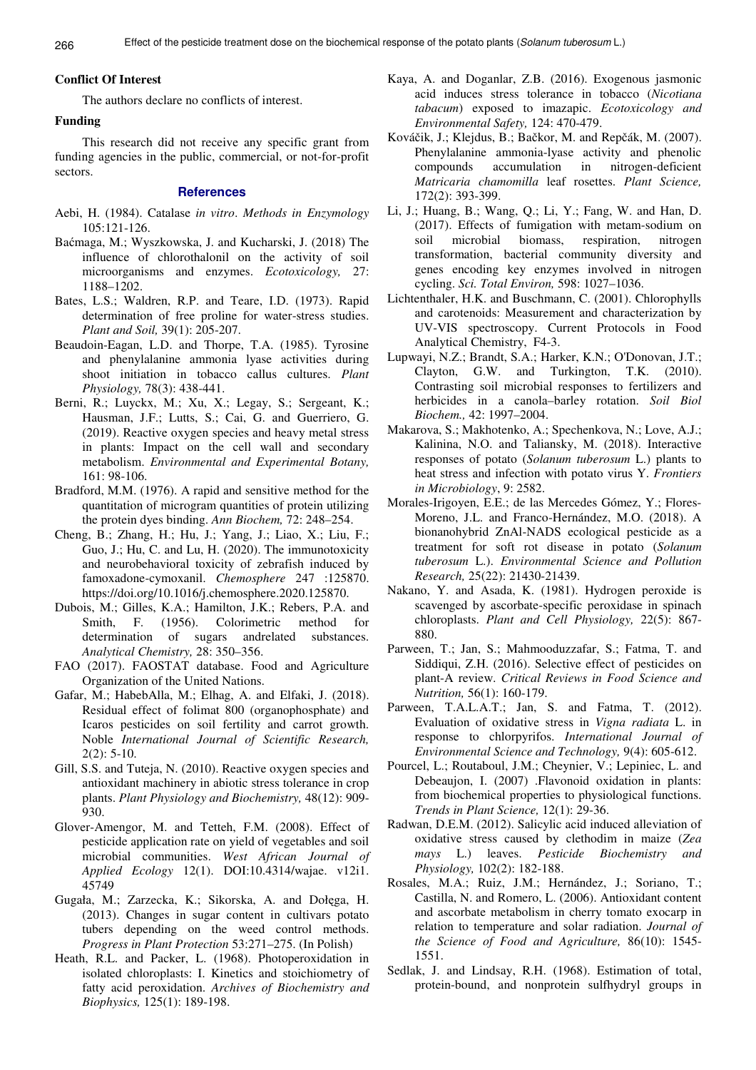**Conflict Of Interest**

The authors declare no conflicts of interest.

**Funding**

This research did not receive any specific grant from funding agencies in the public, commercial, or not-for-profit sectors.

## References

Aebi, H. (1984). Catalase *in vitro*. *Methods in Enzymology* 105:121-126.

Baćmaga, M.; Wyszkowska, J. and Kucharski, J. (2018) The influence of chlorothalonil on the activity of soil microorganisms and enzymes. *Ecotoxicology,* 27: 1188–1202.

Bates, L.S.; Waldren, R.P. and Teare, I.D. (1973). Rapid determination of free proline for water-stress studies. *Plant and Soil,* 39(1): 205-207.

Beaudoin-Eagan, L.D. and Thorpe, T.A. (1985). Tyrosine and phenylalanine ammonia lyase activities during shoot initiation in tobacco callus cultures. *Plant Physiology,* 78(3): 438-441.

Berni, R.; Luyckx, M.; Xu, X.; Legay, S.; Sergeant, K.; Hausman, J.F.; Lutts, S.; Cai, G. and Guerriero, G. (2019). Reactive oxygen species and heavy metal stress in plants: Impact on the cell wall and secondary metabolism. *Environmental and Experimental Botany,* 161: 98-106.

Bradford, M.M. (1976). A rapid and sensitive method for the quantitation of microgram quantities of protein utilizing the protein dyes binding. *Ann Biochem,* 72: 248–254.

Cheng, B.; Zhang, H.; Hu, J.; Yang, J.; Liao, X.; Liu, F.; Guo, J.; Hu, C. and Lu, H. (2020). The immunotoxicity and neurobehavioral toxicity of zebrafish induced by famoxadone-cymoxanil. *Chemosphere* 247 :125870. https://doi.org/10.1016/j.chemosphere.2020.125870.

Dubois, M.; Gilles, K.A.; Hamilton, J.K.; Rebers, P.A. and Smith, F. (1956). Colorimetric method for determination of sugars andrelated substances. *Analytical Chemistry,* 28: 350–356.

FAO (2017). FAOSTAT database. Food and Agriculture Organization of the United Nations.

Gafar, M.; HabebAlla, M.; Elhag, A. and Elfaki, J. (2018). Residual effect of folimat 800 (organophosphate) and Icaros pesticides on soil fertility and carrot growth. Noble *International Journal of Scientific Research,* 2(2): 5-10.

Gill, S.S. and Tuteja, N. (2010). Reactive oxygen species and antioxidant machinery in abiotic stress tolerance in crop plants. *Plant Physiology and Biochemistry,* 48(12): 909-930.

Glover-Amengor, M. and Tetteh, F.M. (2008). Effect of pesticide application rate on yield of vegetables and soil microbial communities. *West African Journal of Applied Ecology* 12(1). DOI:10.4314/wajae. v12i1. 45749

Gugała, M.; Zarzecka, K.; Sikorska, A. and Dołęga, H. (2013). Changes in sugar content in cultivars potato tubers depending on the weed control methods. *Progress in Plant Protection* 53:271–275. (In Polish)

Heath, R.L. and Packer, L. (1968). Photoperoxidation in isolated chloroplasts: I. Kinetics and stoichiometry of fatty acid peroxidation. *Archives of Biochemistry and Biophysics,* 125(1): 189-198.

Kaya, A. and Doganlar, Z.B. (2016). Exogenous jasmonic acid induces stress tolerance in tobacco (*Nicotiana tabacum*) exposed to imazapic. *Ecotoxicology and Environmental Safety,* 124: 470-479.

Kováčik, J.; Klejdus, B.; Bačkor, M. and Repčák, M. (2007). Phenylalanine ammonia-lyase activity and phenolic compounds accumulation in nitrogen-deficient *Matricaria chamomilla* leaf rosettes. *Plant Science,* 172(2): 393-399.

Li, J.; Huang, B.; Wang, Q.; Li, Y.; Fang, W. and Han, D. (2017). Effects of fumigation with metam-sodium on soil microbial biomass, respiration, nitrogen transformation, bacterial community diversity and genes encoding key enzymes involved in nitrogen cycling. *Sci. Total Environ,* 598: 1027–1036.

Lichtenthaler, H.K. and Buschmann, C. (2001). Chlorophylls and carotenoids: Measurement and characterization by UV-VIS spectroscopy. Current Protocols in Food Analytical Chemistry, F4-3.

Lupwayi, N.Z.; Brandt, S.A.; Harker, K.N.; O'Donovan, J.T.; Clayton, G.W. and Turkington, T.K. (2010). Contrasting soil microbial responses to fertilizers and herbicides in a canola–barley rotation. *Soil Biol Biochem.,* 42: 1997–2004.

Makarova, S.; Makhotenko, A.; Spechenkova, N.; Love, A.J.; Kalinina, N.O. and Taliansky, M. (2018). Interactive responses of potato (*Solanum tuberosum* L.) plants to heat stress and infection with potato virus Y. *Frontiers in Microbiology*, 9: 2582.

Morales-Irigoyen, E.E.; de las Mercedes Gómez, Y.; Flores-Moreno, J.L. and Franco-Hernández, M.O. (2018). A bionanohybrid ZnAl-NADS ecological pesticide as a treatment for soft rot disease in potato (*Solanum tuberosum* L.). *Environmental Science and Pollution Research,* 25(22): 21430-21439.

Nakano, Y. and Asada, K. (1981). Hydrogen peroxide is scavenged by ascorbate-specific peroxidase in spinach chloroplasts. *Plant and Cell Physiology,* 22(5): 867-880.

Parween, T.; Jan, S.; Mahmooduzzafar, S.; Fatma, T. and Siddiqui, Z.H. (2016). Selective effect of pesticides on plant-A review. *Critical Reviews in Food Science and Nutrition,* 56(1): 160-179.

Parween, T.A.L.A.T.; Jan, S. and Fatma, T. (2012). Evaluation of oxidative stress in *Vigna radiata* L. in response to chlorpyrifos. *International Journal of Environmental Science and Technology,* 9(4): 605-612.

Pourcel, L.; Routaboul, J.M.; Cheynier, V.; Lepiniec, L. and Debeaujon, I. (2007) .Flavonoid oxidation in plants: from biochemical properties to physiological functions. *Trends in Plant Science,* 12(1): 29-36.

Radwan, D.E.M. (2012). Salicylic acid induced alleviation of oxidative stress caused by clethodim in maize (*Zea mays* L.) leaves. *Pesticide Biochemistry and Physiology,* 102(2): 182-188.

Rosales, M.A.; Ruiz, J.M.; Hernández, J.; Soriano, T.; Castilla, N. and Romero, L. (2006). Antioxidant content and ascorbate metabolism in cherry tomato exocarp in relation to temperature and solar radiation. *Journal of the Science of Food and Agriculture,* 86(10): 1545-1551.

Sedlak, J. and Lindsay, R.H. (1968). Estimation of total, protein-bound, and nonprotein sulfhydryl groups in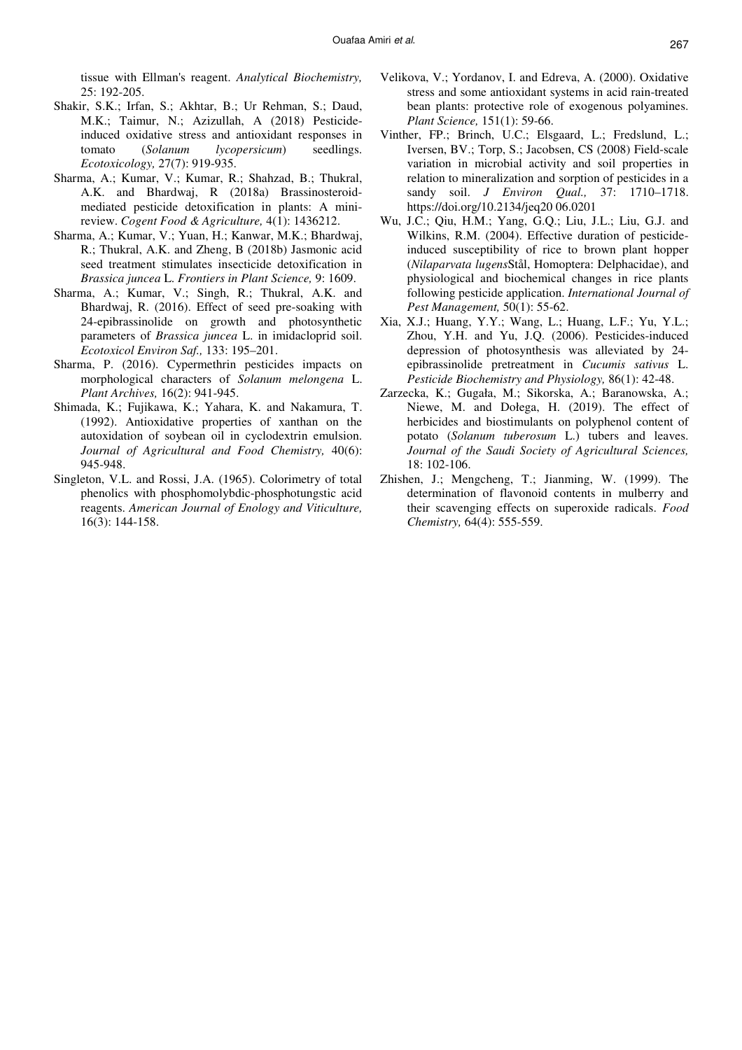tissue with Ellman's reagent. *Analytical Biochemistry,* 25: 192-205.

Shakir, S.K.; Irfan, S.; Akhtar, B.; Ur Rehman, S.; Daud, M.K.; Taimur, N.; Azizullah, A (2018) Pesticide-induced oxidative stress and antioxidant responses in tomato (*Solanum lycopersicum*) seedlings. *Ecotoxicology,* 27(7): 919-935.

Sharma, A.; Kumar, V.; Kumar, R.; Shahzad, B.; Thukral, A.K. and Bhardwaj, R (2018a) Brassinosteroid-mediated pesticide detoxification in plants: A mini-review. *Cogent Food & Agriculture,* 4(1): 1436212.

Sharma, A.; Kumar, V.; Yuan, H.; Kanwar, M.K.; Bhardwaj, R.; Thukral, A.K. and Zheng, B (2018b) Jasmonic acid seed treatment stimulates insecticide detoxification in *Brassica juncea* L. *Frontiers in Plant Science,* 9: 1609.

Sharma, A.; Kumar, V.; Singh, R.; Thukral, A.K. and Bhardwaj, R. (2016). Effect of seed pre-soaking with 24-epibrassinolide on growth and photosynthetic parameters of *Brassica juncea* L. in imidacloprid soil. *Ecotoxicol Environ Saf.,* 133: 195–201.

Sharma, P. (2016). Cypermethrin pesticides impacts on morphological characters of *Solanum melongena* L. *Plant Archives,* 16(2): 941-945.

Shimada, K.; Fujikawa, K.; Yahara, K. and Nakamura, T. (1992). Antioxidative properties of xanthan on the autoxidation of soybean oil in cyclodextrin emulsion. *Journal of Agricultural and Food Chemistry,* 40(6): 945-948.

Singleton, V.L. and Rossi, J.A. (1965). Colorimetry of total phenolics with phosphomolybdic-phosphotungstic acid reagents. *American Journal of Enology and Viticulture,* 16(3): 144-158.

Velikova, V.; Yordanov, I. and Edreva, A. (2000). Oxidative stress and some antioxidant systems in acid rain-treated bean plants: protective role of exogenous polyamines. *Plant Science,* 151(1): 59-66.

Vinther, FP.; Brinch, U.C.; Elsgaard, L.; Fredslund, L.; Iversen, BV.; Torp, S.; Jacobsen, CS (2008) Field-scale variation in microbial activity and soil properties in relation to mineralization and sorption of pesticides in a sandy soil. *J Environ Qual.,* 37: 1710–1718. https://doi.org/10.2134/jeq20 06.0201

Wu, J.C.; Qiu, H.M.; Yang, G.Q.; Liu, J.L.; Liu, G.J. and Wilkins, R.M. (2004). Effective duration of pesticide-induced susceptibility of rice to brown plant hopper (*Nilaparvata lugens*Stål, Homoptera: Delphacidae), and physiological and biochemical changes in rice plants following pesticide application. *International Journal of Pest Management,* 50(1): 55-62.

Xia, X.J.; Huang, Y.Y.; Wang, L.; Huang, L.F.; Yu, Y.L.; Zhou, Y.H. and Yu, J.Q. (2006). Pesticides-induced depression of photosynthesis was alleviated by 24-epibrassinolide pretreatment in *Cucumis sativus* L. *Pesticide Biochemistry and Physiology,* 86(1): 42-48.

Zarzecka, K.; Gugała, M.; Sikorska, A.; Baranowska, A.; Niewe, M. and Dołega, H. (2019). The effect of herbicides and biostimulants on polyphenol content of potato (*Solanum tuberosum* L.) tubers and leaves. *Journal of the Saudi Society of Agricultural Sciences,* 18: 102-106.

Zhishen, J.; Mengcheng, T.; Jianming, W. (1999). The determination of flavonoid contents in mulberry and their scavenging effects on superoxide radicals. *Food Chemistry,* 64(4): 555-559.